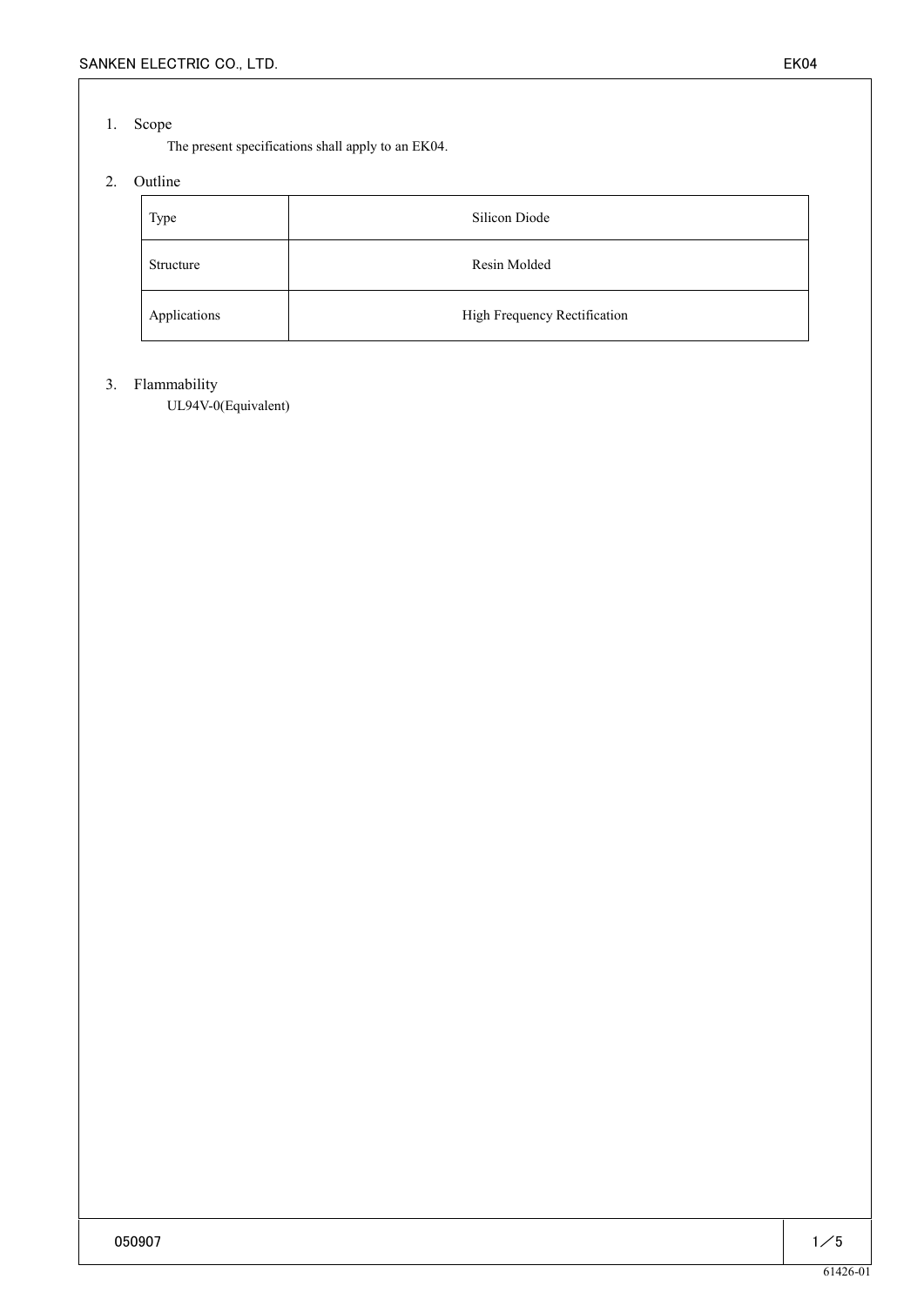## 1. Scope

The present specifications shall apply to an EK04.

## 2. Outline

| Type | Silicon Diode |
|---|---|
| Structure | Resin Molded |
| Applications | High Frequency Rectification |

## 3. Flammability

UL94V-0(Equivalent)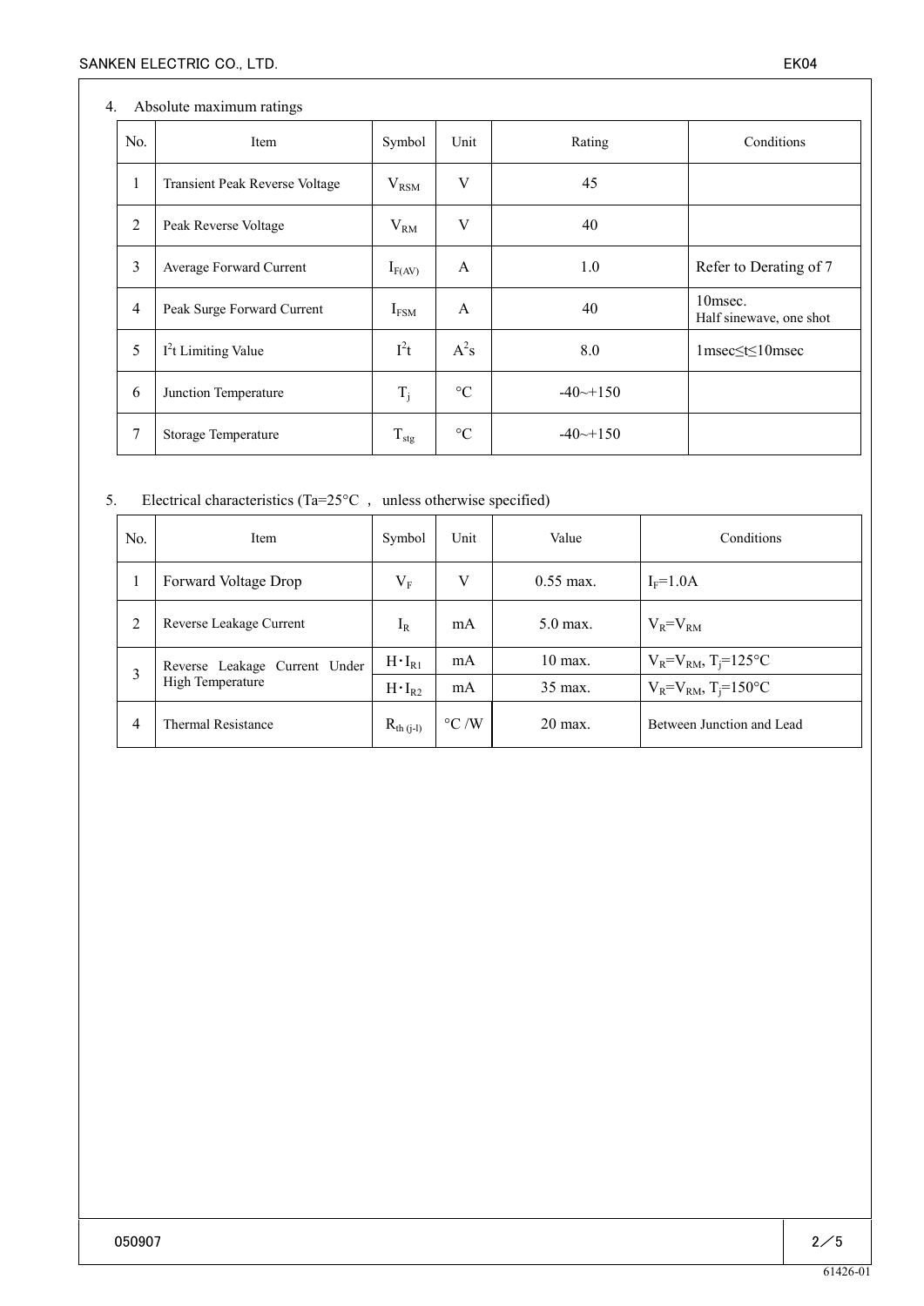## 4. Absolute maximum ratings

| No. | Item | Symbol | Unit | Rating | Conditions |
|---|---|---|---|---|---|
| 1 | Transient Peak Reverse Voltage | $V_{RSM}$ | V | 45 | |
| 2 | Peak Reverse Voltage | $V_{RM}$ | V | 40 | |
| 3 | Average Forward Current | $I_{F(AV)}$ | A | 1.0 | Refer to Derating of 7 |
| 4 | Peak Surge Forward Current | $I_{FSM}$ | A | 40 | 10msec. Half sinewave, one shot |
| 5 | $I^2t$ Limiting Value | $I^2t$ | $A^2s$ | 8.0 | 1msec≤t≤10msec |
| 6 | Junction Temperature | $T_j$ | °C | -40~+150 | |
| 7 | Storage Temperature | $T_{stg}$ | °C | -40~+150 | |

## 5. Electrical characteristics (Ta=25°C , unless otherwise specified)

| No. | Item | Symbol | Unit | Value | Conditions |
|---|---|---|---|---|---|
| 1 | Forward Voltage Drop | $V_F$ | V | 0.55 max. | $I_F$=1.0A |
| 2 | Reverse Leakage Current | $I_R$ | mA | 5.0 max. | $V_R=V_{RM}$ |
| 3 | Reverse Leakage Current Under High Temperature | $H \cdot I_{R1}$ | mA | 10 max. | $V_R=V_{RM}$, $T_j$=125°C |
| | | $H \cdot I_{R2}$ | mA | 35 max. | $V_R=V_{RM}$, $T_j$=150°C |
| 4 | Thermal Resistance | $R_{th\,(j\text{-}l)}$ | °C /W | 20 max. | Between Junction and Lead |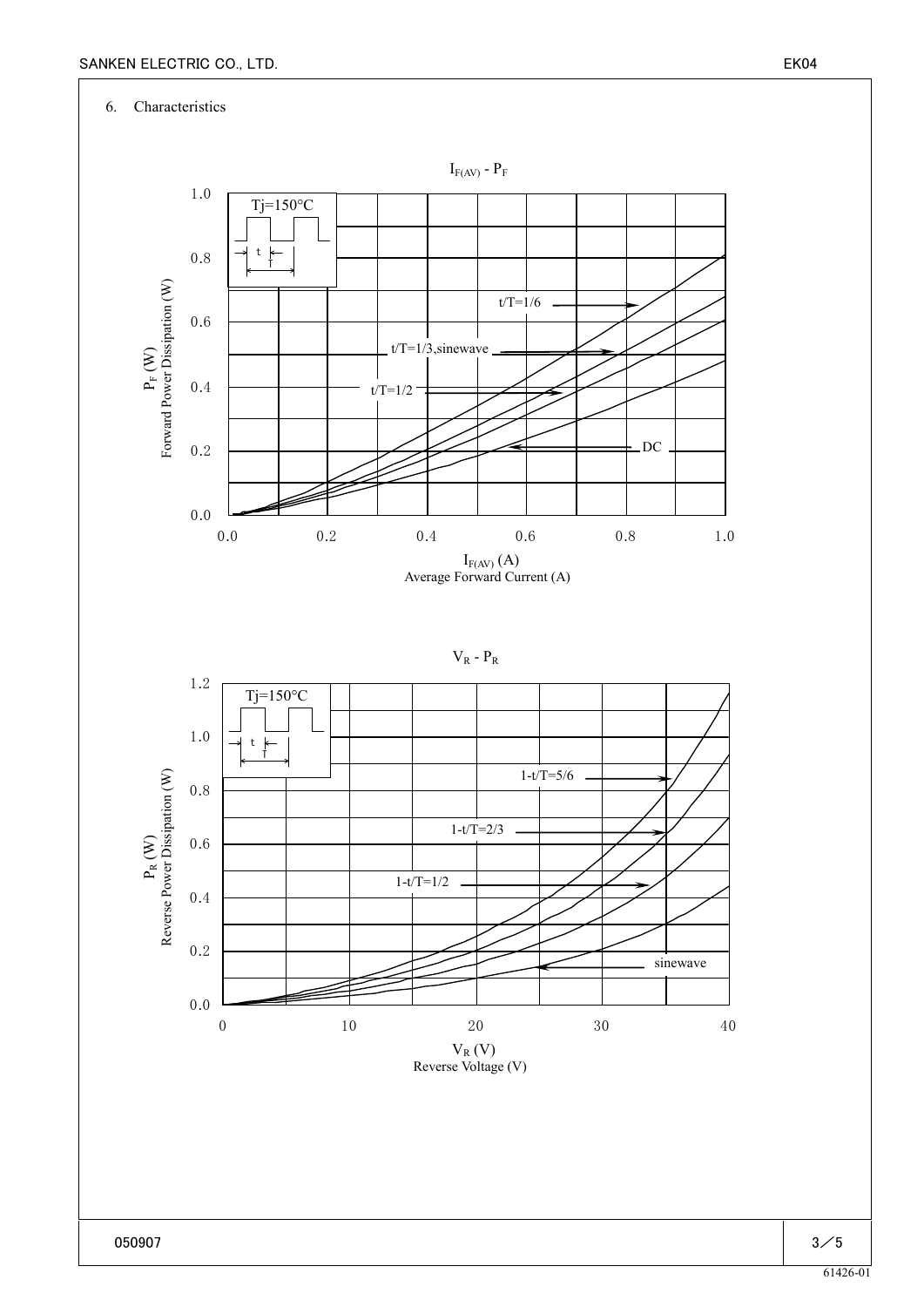## 6. Characteristics

$I_{F(AV)}$ - $P_F$

Tj=150°C

t/T=1/6

t/T=1/3,sinewave

t/T=1/2

DC

$P_F$ (W)
Forward Power Dissipation (W)

$I_{F(AV)}$ (A)
Average Forward Current (A)

$V_R$ - $P_R$

Tj=150°C

1-t/T=5/6

1-t/T=2/3

1-t/T=1/2

sinewave

$P_R$ (W)
Reverse Power Dissipation (W)

$V_R$ (V)
Reverse Voltage (V)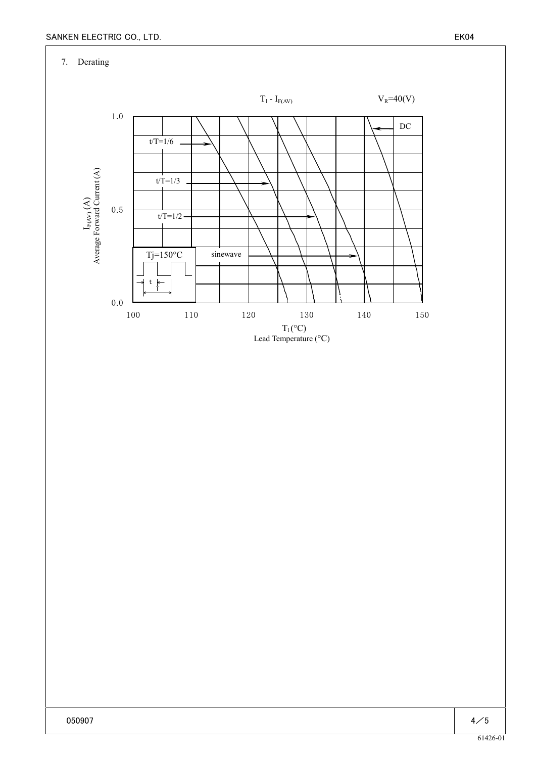7. Derating

$T_l$ - $I_{F(AV)}$ $V_R$=40(V)

Tj=150°C

t/T=1/6

t/T=1/3

t/T=1/2

sinewave

DC

$I_{F(AV)}$ (A)
Average Forward Current (A)

$T_l$ (°C)
Lead Temperature (°C)

0.0, 0.5, 1.0

100, 110, 120, 130, 140, 150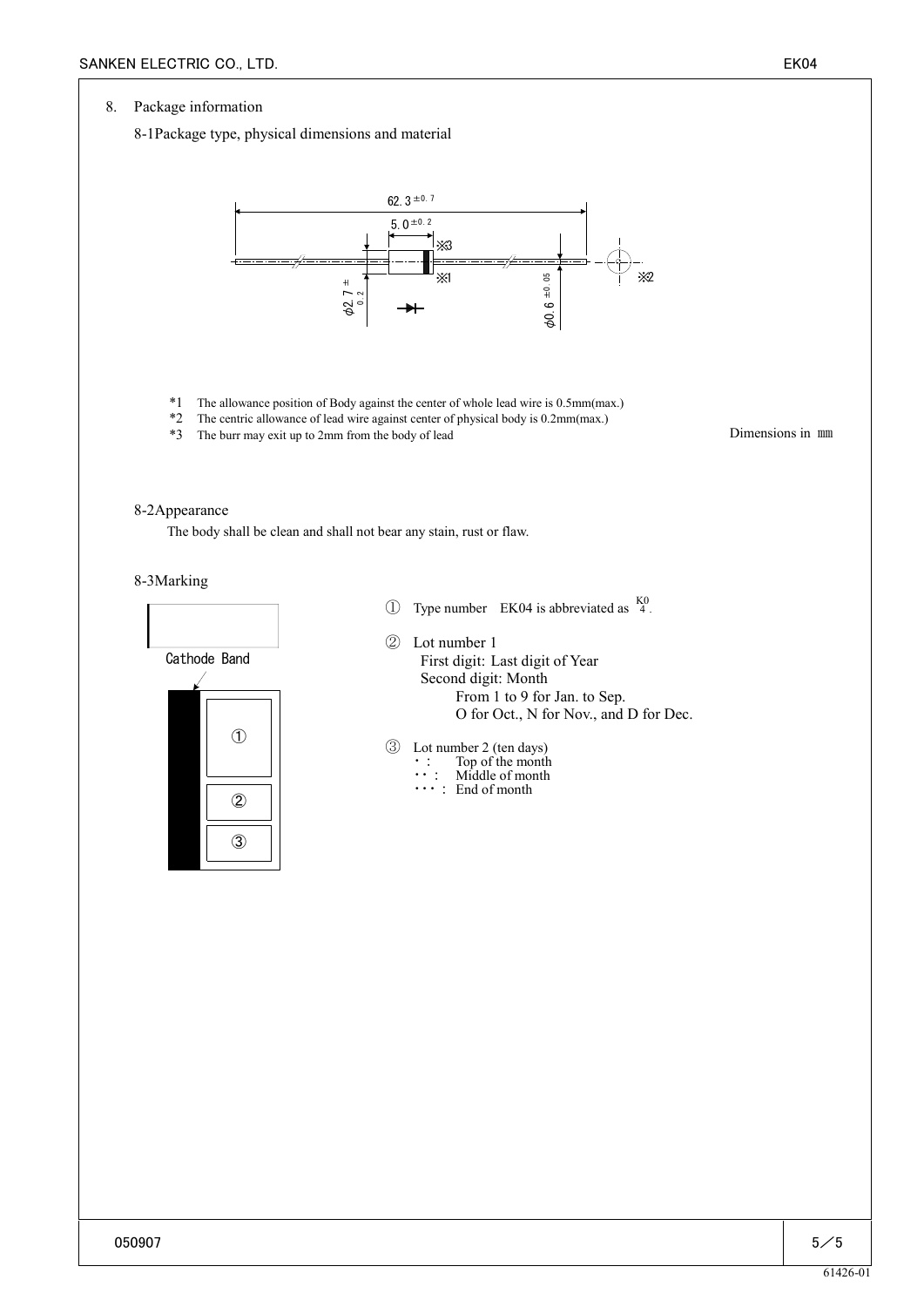## 8. Package information

### 8-1Package type, physical dimensions and material

62.3 ±0.7

5.0 ±0.2

※3

※1

※2

φ2.7 ±0.2

φ0.6 ±0.05

*1 The allowance position of Body against the center of whole lead wire is 0.5mm(max.)
*2 The centric allowance of lead wire against center of physical body is 0.2mm(max.)
*3 The burr may exit up to 2mm from the body of lead

Dimensions in ㎜

### 8-2Appearance

The body shall be clean and shall not bear any stain, rust or flaw.

### 8-3Marking

Cathode Band

①

②

③

① Type number EK04 is abbreviated as K0 4.

② Lot number 1
First digit: Last digit of Year
Second digit: Month
From 1 to 9 for Jan. to Sep.
O for Oct., N for Nov., and D for Dec.

③ Lot number 2 (ten days)
・ : Top of the month
・・ : Middle of month
・・・ : End of month

050907

61426-01